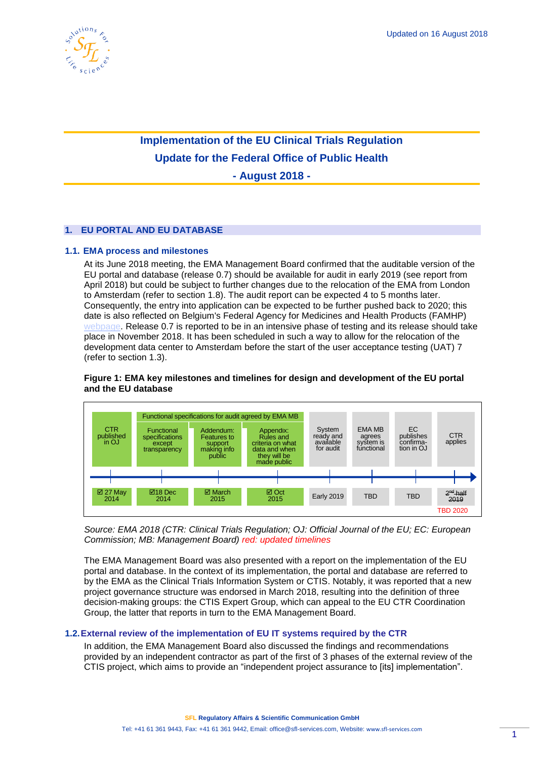Updated on 16 August 2018

# Implementation of the EU Clinical Trials Regulation
# Update for the Federal Office of Public Health
# - August 2018 -

## 1. EU PORTAL AND EU DATABASE

### 1.1. EMA process and milestones

At its June 2018 meeting, the EMA Management Board confirmed that the auditable version of the EU portal and database (release 0.7) should be available for audit in early 2019 (see report from April 2018) but could be subject to further changes due to the relocation of the EMA from London to Amsterdam (refer to section 1.8). The audit report can be expected 4 to 5 months later. Consequently, the entry into application can be expected to be further pushed back to 2020; this date is also reflected on Belgium's Federal Agency for Medicines and Health Products (FAMHP) webpage. Release 0.7 is reported to be in an intensive phase of testing and its release should take place in November 2018. It has been scheduled in such a way to allow for the relocation of the development data center to Amsterdam before the start of the user acceptance testing (UAT) 7 (refer to section 1.3).

**Figure 1: EMA key milestones and timelines for design and development of the EU portal and the EU database**

| CTR published in OJ | Functional specifications except transparency | Addendum: Features to support making info public | Appendix: Rules and criteria on what data and when they will be made public | System ready and available for audit | EMA MB agrees system is functional | EC publishes confirmation in OJ | CTR applies |
|---|---|---|---|---|---|---|---|
| | Functional specifications for audit agreed by EMA MB | | | | | | |
| ☑ 27 May 2014 | ☑18 Dec 2014 | ☑ March 2015 | ☑ Oct 2015 | Early 2019 | TBD | TBD | ~~2nd half 2019~~ TBD 2020 |

*Source: EMA 2018 (CTR: Clinical Trials Regulation; OJ: Official Journal of the EU; EC: European Commission; MB: Management Board) red: updated timelines*

The EMA Management Board was also presented with a report on the implementation of the EU portal and database. In the context of its implementation, the portal and database are referred to by the EMA as the Clinical Trials Information System or CTIS. Notably, it was reported that a new project governance structure was endorsed in March 2018, resulting into the definition of three decision-making groups: the CTIS Expert Group, which can appeal to the EU CTR Coordination Group, the latter that reports in turn to the EMA Management Board.

### 1.2. External review of the implementation of EU IT systems required by the CTR

In addition, the EMA Management Board also discussed the findings and recommendations provided by an independent contractor as part of the first of 3 phases of the external review of the CTIS project, which aims to provide an "independent project assurance to [its] implementation".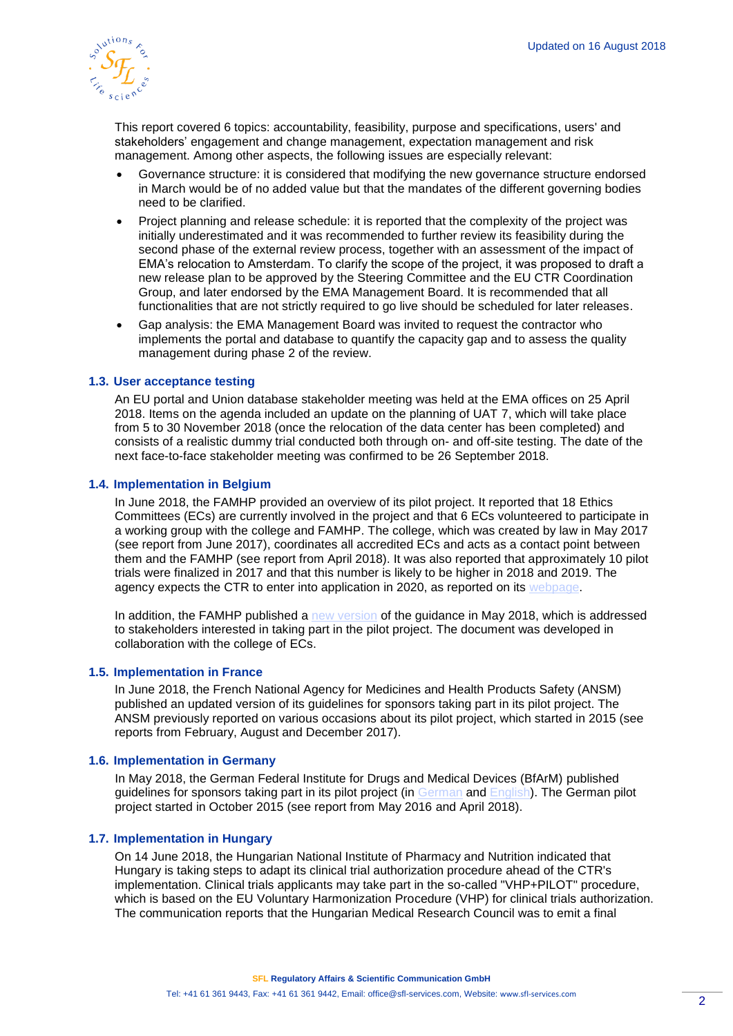This report covered 6 topics: accountability, feasibility, purpose and specifications, users' and stakeholders' engagement and change management, expectation management and risk management. Among other aspects, the following issues are especially relevant:

- Governance structure: it is considered that modifying the new governance structure endorsed in March would be of no added value but that the mandates of the different governing bodies need to be clarified.
- Project planning and release schedule: it is reported that the complexity of the project was initially underestimated and it was recommended to further review its feasibility during the second phase of the external review process, together with an assessment of the impact of EMA's relocation to Amsterdam. To clarify the scope of the project, it was proposed to draft a new release plan to be approved by the Steering Committee and the EU CTR Coordination Group, and later endorsed by the EMA Management Board. It is recommended that all functionalities that are not strictly required to go live should be scheduled for later releases.
- Gap analysis: the EMA Management Board was invited to request the contractor who implements the portal and database to quantify the capacity gap and to assess the quality management during phase 2 of the review.

### 1.3. User acceptance testing

An EU portal and Union database stakeholder meeting was held at the EMA offices on 25 April 2018. Items on the agenda included an update on the planning of UAT 7, which will take place from 5 to 30 November 2018 (once the relocation of the data center has been completed) and consists of a realistic dummy trial conducted both through on- and off-site testing. The date of the next face-to-face stakeholder meeting was confirmed to be 26 September 2018.

### 1.4. Implementation in Belgium

In June 2018, the FAMHP provided an overview of its pilot project. It reported that 18 Ethics Committees (ECs) are currently involved in the project and that 6 ECs volunteered to participate in a working group with the college and FAMHP. The college, which was created by law in May 2017 (see report from June 2017), coordinates all accredited ECs and acts as a contact point between them and the FAMHP (see report from April 2018). It was also reported that approximately 10 pilot trials were finalized in 2017 and that this number is likely to be higher in 2018 and 2019. The agency expects the CTR to enter into application in 2020, as reported on its webpage.

In addition, the FAMHP published a new version of the guidance in May 2018, which is addressed to stakeholders interested in taking part in the pilot project. The document was developed in collaboration with the college of ECs.

### 1.5. Implementation in France

In June 2018, the French National Agency for Medicines and Health Products Safety (ANSM) published an updated version of its guidelines for sponsors taking part in its pilot project. The ANSM previously reported on various occasions about its pilot project, which started in 2015 (see reports from February, August and December 2017).

### 1.6. Implementation in Germany

In May 2018, the German Federal Institute for Drugs and Medical Devices (BfArM) published guidelines for sponsors taking part in its pilot project (in German and English). The German pilot project started in October 2015 (see report from May 2016 and April 2018).

### 1.7. Implementation in Hungary

On 14 June 2018, the Hungarian National Institute of Pharmacy and Nutrition indicated that Hungary is taking steps to adapt its clinical trial authorization procedure ahead of the CTR's implementation. Clinical trials applicants may take part in the so-called "VHP+PILOT" procedure, which is based on the EU Voluntary Harmonization Procedure (VHP) for clinical trials authorization. The communication reports that the Hungarian Medical Research Council was to emit a final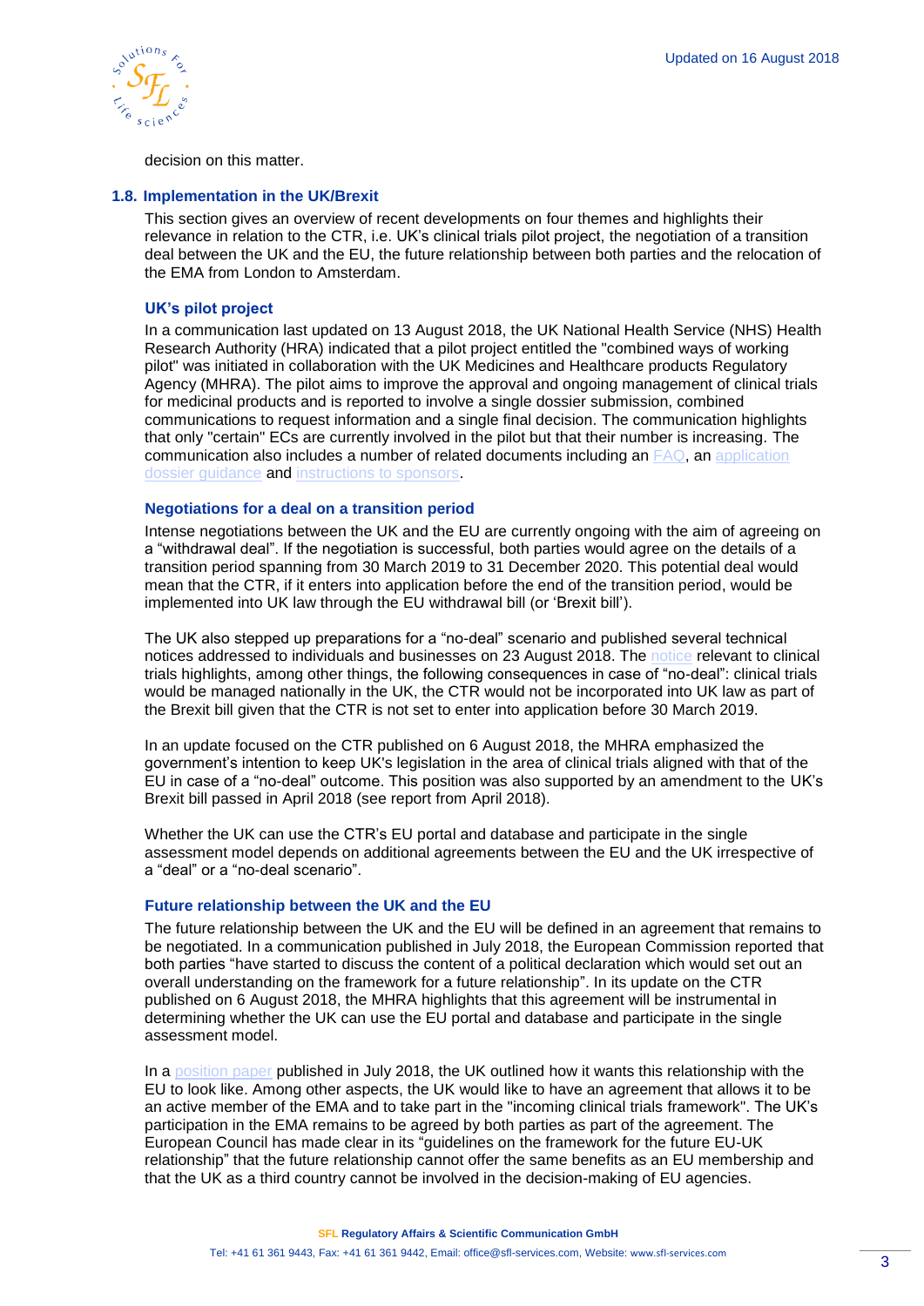decision on this matter.

## 1.8. Implementation in the UK/Brexit

This section gives an overview of recent developments on four themes and highlights their relevance in relation to the CTR, i.e. UK's clinical trials pilot project, the negotiation of a transition deal between the UK and the EU, the future relationship between both parties and the relocation of the EMA from London to Amsterdam.

### UK's pilot project

In a communication last updated on 13 August 2018, the UK National Health Service (NHS) Health Research Authority (HRA) indicated that a pilot project entitled the "combined ways of working pilot" was initiated in collaboration with the UK Medicines and Healthcare products Regulatory Agency (MHRA). The pilot aims to improve the approval and ongoing management of clinical trials for medicinal products and is reported to involve a single dossier submission, combined communications to request information and a single final decision. The communication highlights that only "certain" ECs are currently involved in the pilot but that their number is increasing. The communication also includes a number of related documents including an FAQ, an application dossier guidance and instructions to sponsors.

### Negotiations for a deal on a transition period

Intense negotiations between the UK and the EU are currently ongoing with the aim of agreeing on a "withdrawal deal". If the negotiation is successful, both parties would agree on the details of a transition period spanning from 30 March 2019 to 31 December 2020. This potential deal would mean that the CTR, if it enters into application before the end of the transition period, would be implemented into UK law through the EU withdrawal bill (or 'Brexit bill').

The UK also stepped up preparations for a "no-deal" scenario and published several technical notices addressed to individuals and businesses on 23 August 2018. The notice relevant to clinical trials highlights, among other things, the following consequences in case of "no-deal": clinical trials would be managed nationally in the UK, the CTR would not be incorporated into UK law as part of the Brexit bill given that the CTR is not set to enter into application before 30 March 2019.

In an update focused on the CTR published on 6 August 2018, the MHRA emphasized the government's intention to keep UK's legislation in the area of clinical trials aligned with that of the EU in case of a "no-deal" outcome. This position was also supported by an amendment to the UK's Brexit bill passed in April 2018 (see report from April 2018).

Whether the UK can use the CTR's EU portal and database and participate in the single assessment model depends on additional agreements between the EU and the UK irrespective of a "deal" or a "no-deal scenario".

### Future relationship between the UK and the EU

The future relationship between the UK and the EU will be defined in an agreement that remains to be negotiated. In a communication published in July 2018, the European Commission reported that both parties "have started to discuss the content of a political declaration which would set out an overall understanding on the framework for a future relationship". In its update on the CTR published on 6 August 2018, the MHRA highlights that this agreement will be instrumental in determining whether the UK can use the EU portal and database and participate in the single assessment model.

In a position paper published in July 2018, the UK outlined how it wants this relationship with the EU to look like. Among other aspects, the UK would like to have an agreement that allows it to be an active member of the EMA and to take part in the "incoming clinical trials framework". The UK's participation in the EMA remains to be agreed by both parties as part of the agreement. The European Council has made clear in its "guidelines on the framework for the future EU-UK relationship" that the future relationship cannot offer the same benefits as an EU membership and that the UK as a third country cannot be involved in the decision-making of EU agencies.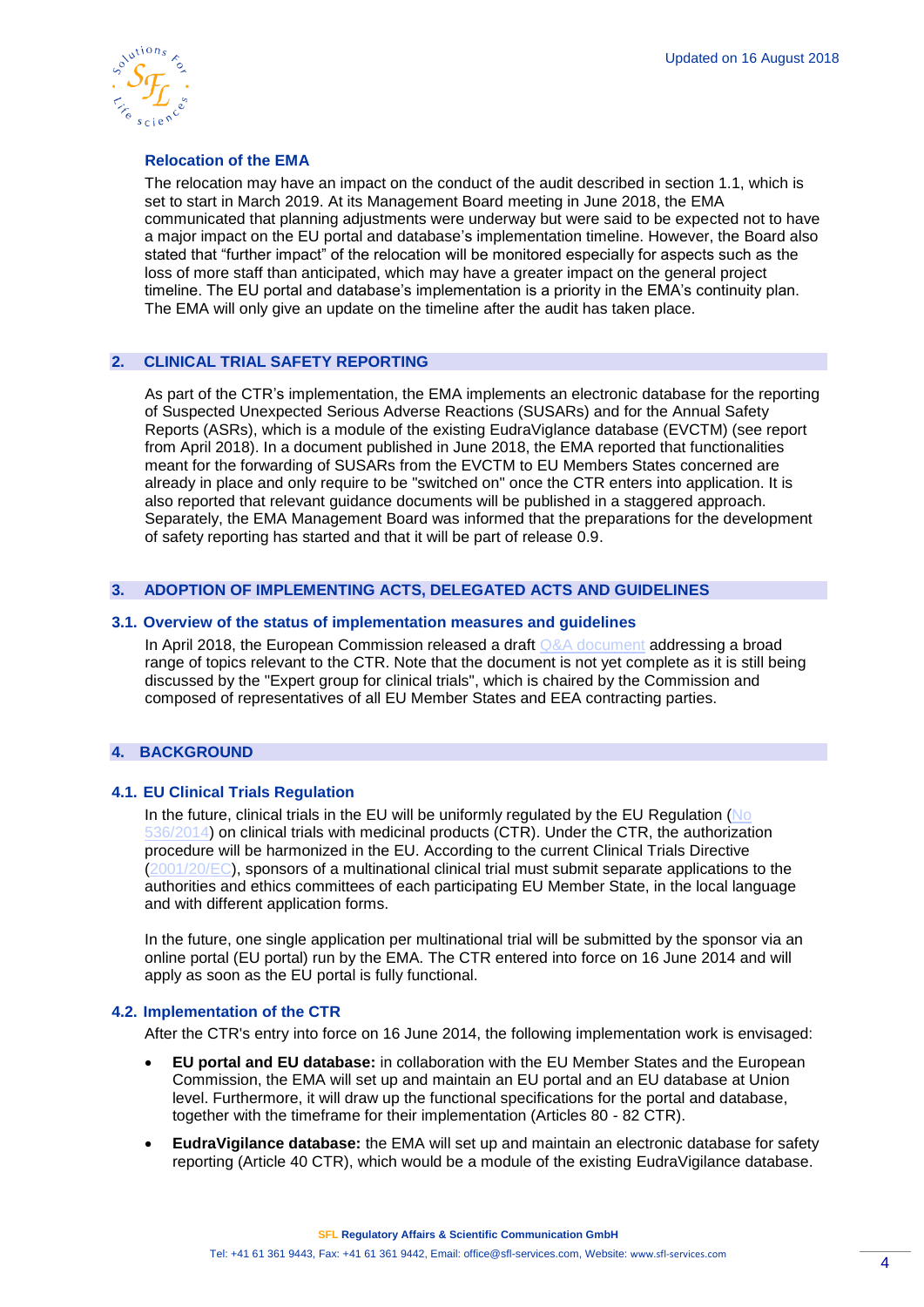### Relocation of the EMA

The relocation may have an impact on the conduct of the audit described in section 1.1, which is set to start in March 2019. At its Management Board meeting in June 2018, the EMA communicated that planning adjustments were underway but were said to be expected not to have a major impact on the EU portal and database's implementation timeline. However, the Board also stated that "further impact" of the relocation will be monitored especially for aspects such as the loss of more staff than anticipated, which may have a greater impact on the general project timeline. The EU portal and database's implementation is a priority in the EMA's continuity plan. The EMA will only give an update on the timeline after the audit has taken place.

## 2. CLINICAL TRIAL SAFETY REPORTING

As part of the CTR's implementation, the EMA implements an electronic database for the reporting of Suspected Unexpected Serious Adverse Reactions (SUSARs) and for the Annual Safety Reports (ASRs), which is a module of the existing EudraViglance database (EVCTM) (see report from April 2018). In a document published in June 2018, the EMA reported that functionalities meant for the forwarding of SUSARs from the EVCTM to EU Members States concerned are already in place and only require to be "switched on" once the CTR enters into application. It is also reported that relevant guidance documents will be published in a staggered approach. Separately, the EMA Management Board was informed that the preparations for the development of safety reporting has started and that it will be part of release 0.9.

## 3. ADOPTION OF IMPLEMENTING ACTS, DELEGATED ACTS AND GUIDELINES

### 3.1. Overview of the status of implementation measures and guidelines

In April 2018, the European Commission released a draft Q&A document addressing a broad range of topics relevant to the CTR. Note that the document is not yet complete as it is still being discussed by the "Expert group for clinical trials", which is chaired by the Commission and composed of representatives of all EU Member States and EEA contracting parties.

## 4. BACKGROUND

### 4.1. EU Clinical Trials Regulation

In the future, clinical trials in the EU will be uniformly regulated by the EU Regulation (No 536/2014) on clinical trials with medicinal products (CTR). Under the CTR, the authorization procedure will be harmonized in the EU. According to the current Clinical Trials Directive (2001/20/EC), sponsors of a multinational clinical trial must submit separate applications to the authorities and ethics committees of each participating EU Member State, in the local language and with different application forms.

In the future, one single application per multinational trial will be submitted by the sponsor via an online portal (EU portal) run by the EMA. The CTR entered into force on 16 June 2014 and will apply as soon as the EU portal is fully functional.

### 4.2. Implementation of the CTR

After the CTR's entry into force on 16 June 2014, the following implementation work is envisaged:

- **EU portal and EU database:** in collaboration with the EU Member States and the European Commission, the EMA will set up and maintain an EU portal and an EU database at Union level. Furthermore, it will draw up the functional specifications for the portal and database, together with the timeframe for their implementation (Articles 80 - 82 CTR).
- **EudraVigilance database:** the EMA will set up and maintain an electronic database for safety reporting (Article 40 CTR), which would be a module of the existing EudraVigilance database.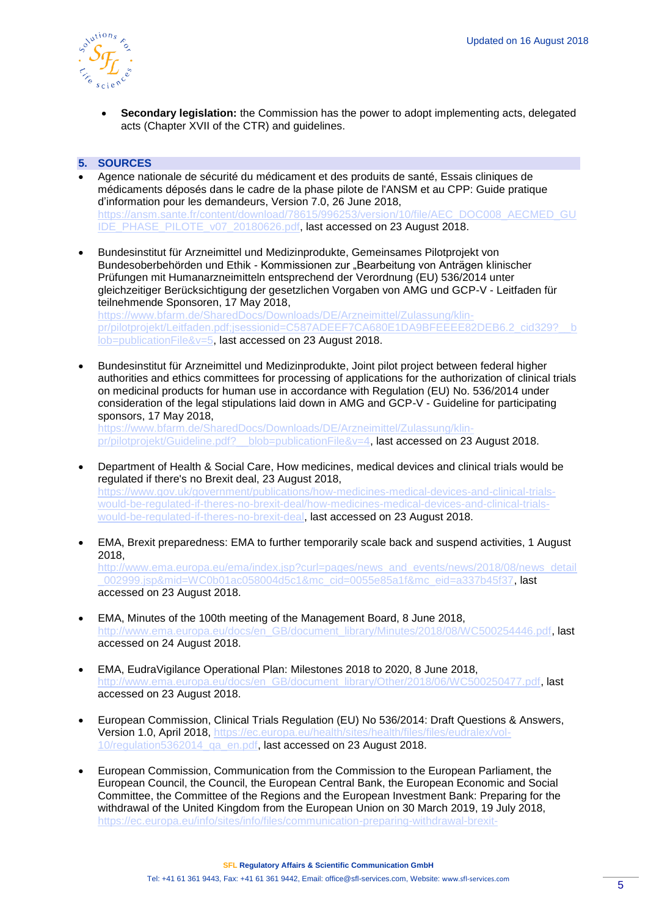- **Secondary legislation:** the Commission has the power to adopt implementing acts, delegated acts (Chapter XVII of the CTR) and guidelines.

## 5. SOURCES

- Agence nationale de sécurité du médicament et des produits de santé, Essais cliniques de médicaments déposés dans le cadre de la phase pilote de l'ANSM et au CPP: Guide pratique d'information pour les demandeurs, Version 7.0, 26 June 2018, https://ansm.sante.fr/content/download/78615/996253/version/10/file/AEC_DOC008_AECMED_GUIDE_PHASE_PILOTE_v07_20180626.pdf, last accessed on 23 August 2018.

- Bundesinstitut für Arzneimittel und Medizinprodukte, Gemeinsames Pilotprojekt von Bundesoberbehörden und Ethik - Kommissionen zur „Bearbeitung von Anträgen klinischer Prüfungen mit Humanarzneimitteln entsprechend der Verordnung (EU) 536/2014 unter gleichzeitiger Berücksichtigung der gesetzlichen Vorgaben von AMG und GCP-V - Leitfaden für teilnehmende Sponsoren, 17 May 2018, https://www.bfarm.de/SharedDocs/Downloads/DE/Arzneimittel/Zulassung/klin-pr/pilotprojekt/Leitfaden.pdf;jsessionid=C587ADEEF7CA680E1DA9BFEEEE82DEB6.2_cid329?__blob=publicationFile&v=5, last accessed on 23 August 2018.

- Bundesinstitut für Arzneimittel und Medizinprodukte, Joint pilot project between federal higher authorities and ethics committees for processing of applications for the authorization of clinical trials on medicinal products for human use in accordance with Regulation (EU) No. 536/2014 under consideration of the legal stipulations laid down in AMG and GCP-V - Guideline for participating sponsors, 17 May 2018, https://www.bfarm.de/SharedDocs/Downloads/DE/Arzneimittel/Zulassung/klin-pr/pilotprojekt/Guideline.pdf?__blob=publicationFile&v=4, last accessed on 23 August 2018.

- Department of Health & Social Care, How medicines, medical devices and clinical trials would be regulated if there's no Brexit deal, 23 August 2018, https://www.gov.uk/government/publications/how-medicines-medical-devices-and-clinical-trials-would-be-regulated-if-theres-no-brexit-deal/how-medicines-medical-devices-and-clinical-trials-would-be-regulated-if-theres-no-brexit-deal, last accessed on 23 August 2018.

- EMA, Brexit preparedness: EMA to further temporarily scale back and suspend activities, 1 August 2018, http://www.ema.europa.eu/ema/index.jsp?curl=pages/news_and_events/news/2018/08/news_detail_002999.jsp&mid=WC0b01ac058004d5c1&mc_cid=0055e85a1f&mc_eid=a337b45f37, last accessed on 23 August 2018.

- EMA, Minutes of the 100th meeting of the Management Board, 8 June 2018, http://www.ema.europa.eu/docs/en_GB/document_library/Minutes/2018/08/WC500254446.pdf, last accessed on 24 August 2018.

- EMA, EudraVigilance Operational Plan: Milestones 2018 to 2020, 8 June 2018, http://www.ema.europa.eu/docs/en_GB/document_library/Other/2018/06/WC500250477.pdf, last accessed on 23 August 2018.

- European Commission, Clinical Trials Regulation (EU) No 536/2014: Draft Questions & Answers, Version 1.0, April 2018, https://ec.europa.eu/health/sites/health/files/files/eudralex/vol-10/regulation5362014_qa_en.pdf, last accessed on 23 August 2018.

- European Commission, Communication from the Commission to the European Parliament, the European Council, the Council, the European Central Bank, the European Economic and Social Committee, the Committee of the Regions and the European Investment Bank: Preparing for the withdrawal of the United Kingdom from the European Union on 30 March 2019, 19 July 2018, https://ec.europa.eu/info/sites/info/files/communication-preparing-withdrawal-brexit-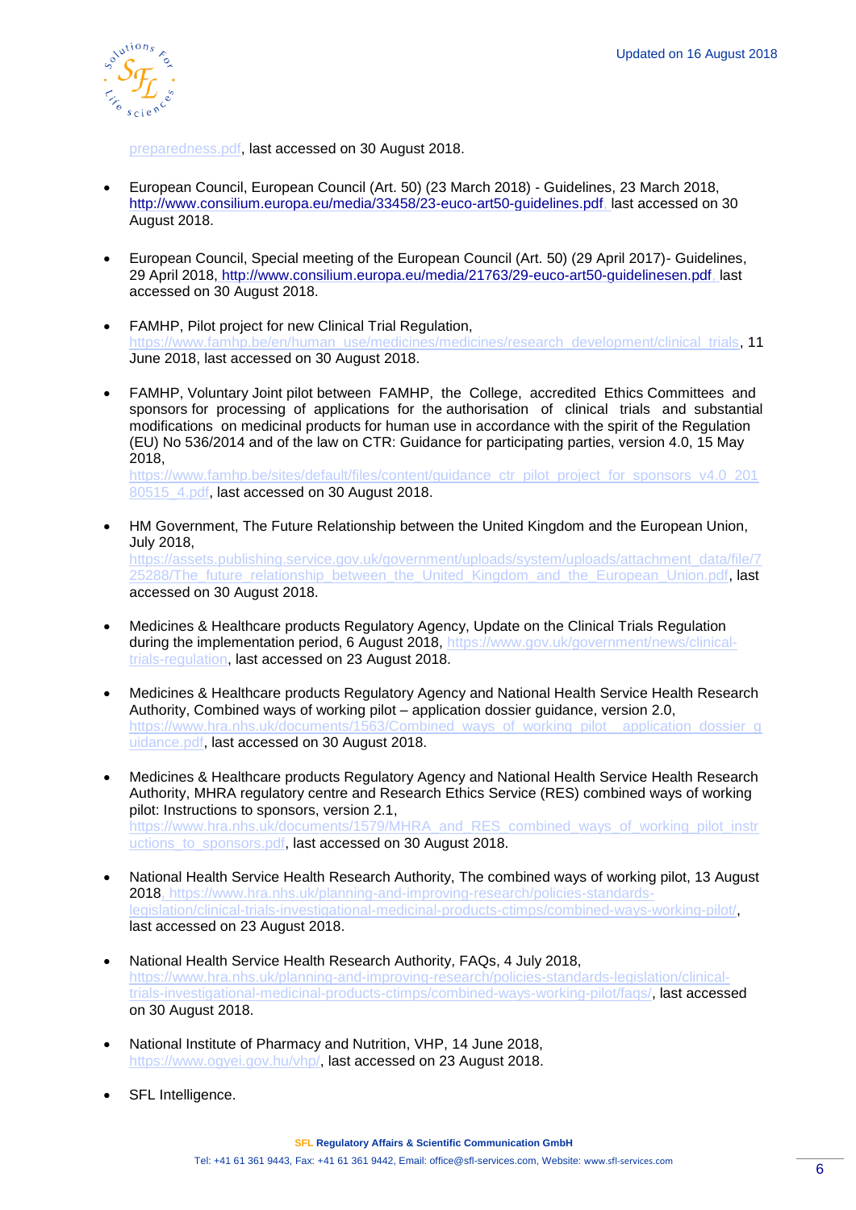preparedness.pdf, last accessed on 30 August 2018.

- European Council, European Council (Art. 50) (23 March 2018) - Guidelines, 23 March 2018, http://www.consilium.europa.eu/media/33458/23-euco-art50-guidelines.pdf last accessed on 30 August 2018.

- European Council, Special meeting of the European Council (Art. 50) (29 April 2017)- Guidelines, 29 April 2018, http://www.consilium.europa.eu/media/21763/29-euco-art50-guidelinesen.pdf last accessed on 30 August 2018.

- FAMHP, Pilot project for new Clinical Trial Regulation, https://www.famhp.be/en/human_use/medicines/medicines/research_development/clinical_trials, 11 June 2018, last accessed on 30 August 2018.

- FAMHP, Voluntary Joint pilot between FAMHP, the College, accredited Ethics Committees and sponsors for processing of applications for the authorisation of clinical trials and substantial modifications on medicinal products for human use in accordance with the spirit of the Regulation (EU) No 536/2014 and of the law on CTR: Guidance for participating parties, version 4.0, 15 May 2018, https://www.famhp.be/sites/default/files/content/guidance_ctr_pilot_project_for_sponsors_v4.0_20180515_4.pdf, last accessed on 30 August 2018.

- HM Government, The Future Relationship between the United Kingdom and the European Union, July 2018, https://assets.publishing.service.gov.uk/government/uploads/system/uploads/attachment_data/file/725288/The_future_relationship_between_the_United_Kingdom_and_the_European_Union.pdf, last accessed on 30 August 2018.

- Medicines & Healthcare products Regulatory Agency, Update on the Clinical Trials Regulation during the implementation period, 6 August 2018, https://www.gov.uk/government/news/clinical-trials-regulation, last accessed on 23 August 2018.

- Medicines & Healthcare products Regulatory Agency and National Health Service Health Research Authority, Combined ways of working pilot – application dossier guidance, version 2.0, https://www.hra.nhs.uk/documents/1563/Combined_ways_of_working_pilot__application_dossier_guidance.pdf, last accessed on 30 August 2018.

- Medicines & Healthcare products Regulatory Agency and National Health Service Health Research Authority, MHRA regulatory centre and Research Ethics Service (RES) combined ways of working pilot: Instructions to sponsors, version 2.1, https://www.hra.nhs.uk/documents/1579/MHRA_and_RES_combined_ways_of_working_pilot_instructions_to_sponsors.pdf, last accessed on 30 August 2018.

- National Health Service Health Research Authority, The combined ways of working pilot, 13 August 2018, https://www.hra.nhs.uk/planning-and-improving-research/policies-standards-legislation/clinical-trials-investigational-medicinal-products-ctimps/combined-ways-working-pilot/, last accessed on 23 August 2018.

- National Health Service Health Research Authority, FAQs, 4 July 2018, https://www.hra.nhs.uk/planning-and-improving-research/policies-standards-legislation/clinical-trials-investigational-medicinal-products-ctimps/combined-ways-working-pilot/faqs/, last accessed on 30 August 2018.

- National Institute of Pharmacy and Nutrition, VHP, 14 June 2018, https://www.ogyei.gov.hu/vhp/, last accessed on 23 August 2018.

- SFL Intelligence.